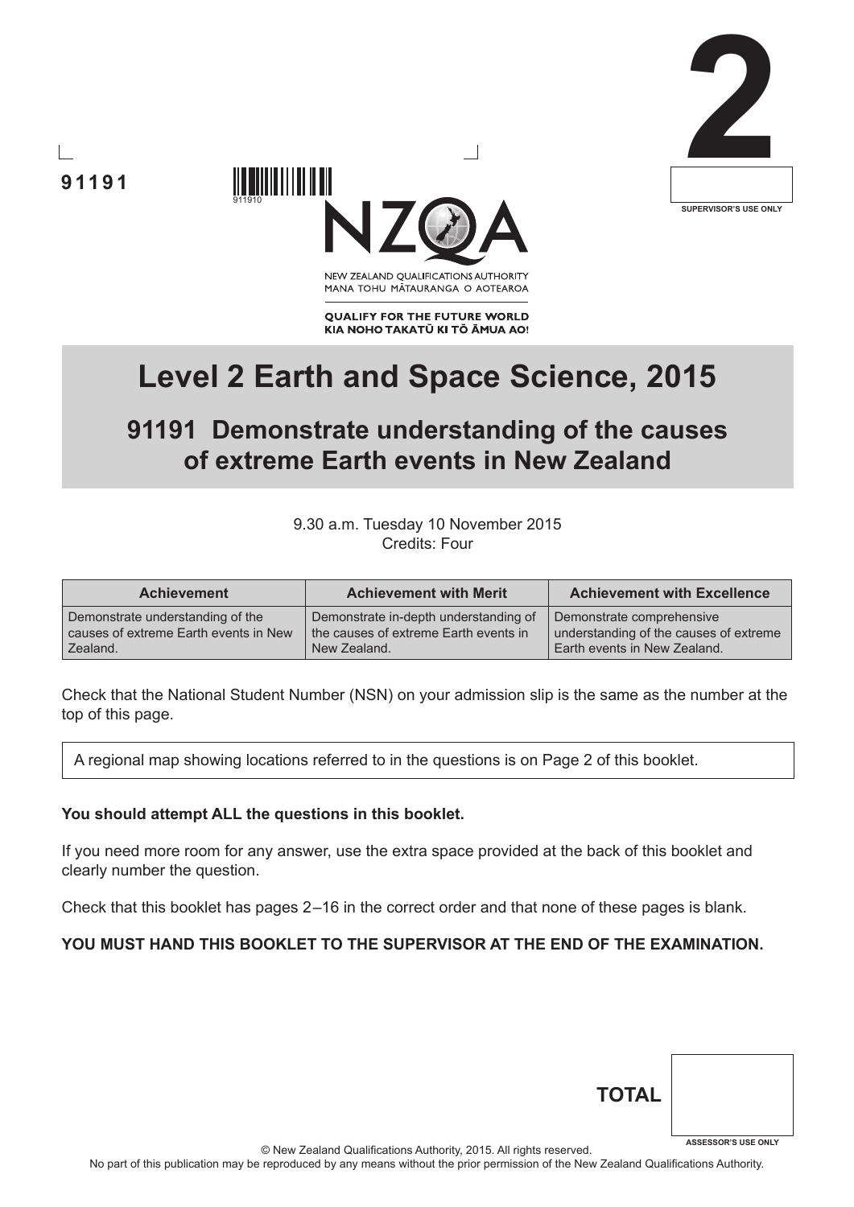91191

911910

2

SUPERVISOR'S USE ONLY

NZQA

NEW ZEALAND QUALIFICATIONS AUTHORITY
MANA TOHU MĀTAURANGA O AOTEAROA

QUALIFY FOR THE FUTURE WORLD
KIA NOHO TAKATŪ KI TŌ ĀMUA AO!

# Level 2 Earth and Space Science, 2015

## 91191 Demonstrate understanding of the causes of extreme Earth events in New Zealand

9.30 a.m. Tuesday 10 November 2015
Credits: Four

| Achievement | Achievement with Merit | Achievement with Excellence |
| --- | --- | --- |
| Demonstrate understanding of the causes of extreme Earth events in New Zealand. | Demonstrate in-depth understanding of the causes of extreme Earth events in New Zealand. | Demonstrate comprehensive understanding of the causes of extreme Earth events in New Zealand. |

Check that the National Student Number (NSN) on your admission slip is the same as the number at the top of this page.

A regional map showing locations referred to in the questions is on Page 2 of this booklet.

**You should attempt ALL the questions in this booklet.**

If you need more room for any answer, use the extra space provided at the back of this booklet and clearly number the question.

Check that this booklet has pages 2–16 in the correct order and that none of these pages is blank.

**YOU MUST HAND THIS BOOKLET TO THE SUPERVISOR AT THE END OF THE EXAMINATION.**

**TOTAL**

ASSESSOR'S USE ONLY

© New Zealand Qualifications Authority, 2015. All rights reserved.
No part of this publication may be reproduced by any means without the prior permission of the New Zealand Qualifications Authority.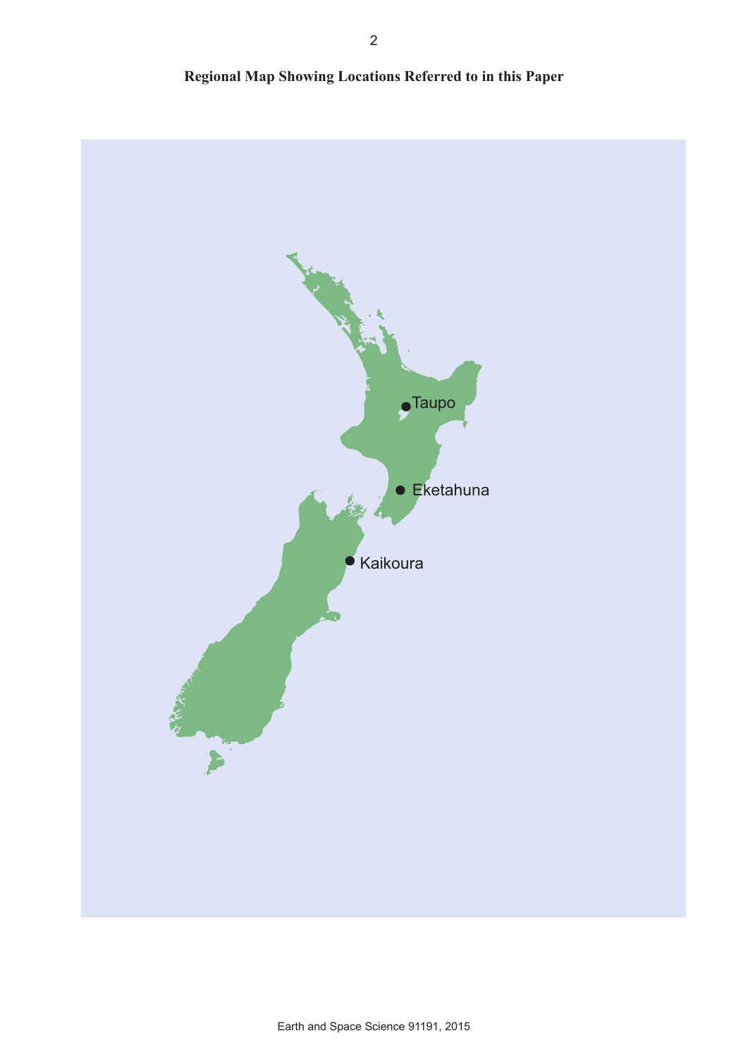## Regional Map Showing Locations Referred to in this Paper

Taupo

Eketahuna

Kaikoura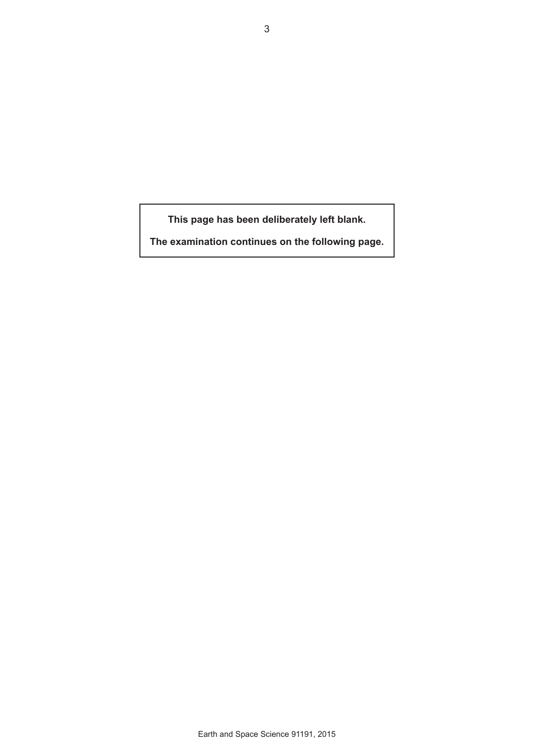**This page has been deliberately left blank.**

**The examination continues on the following page.**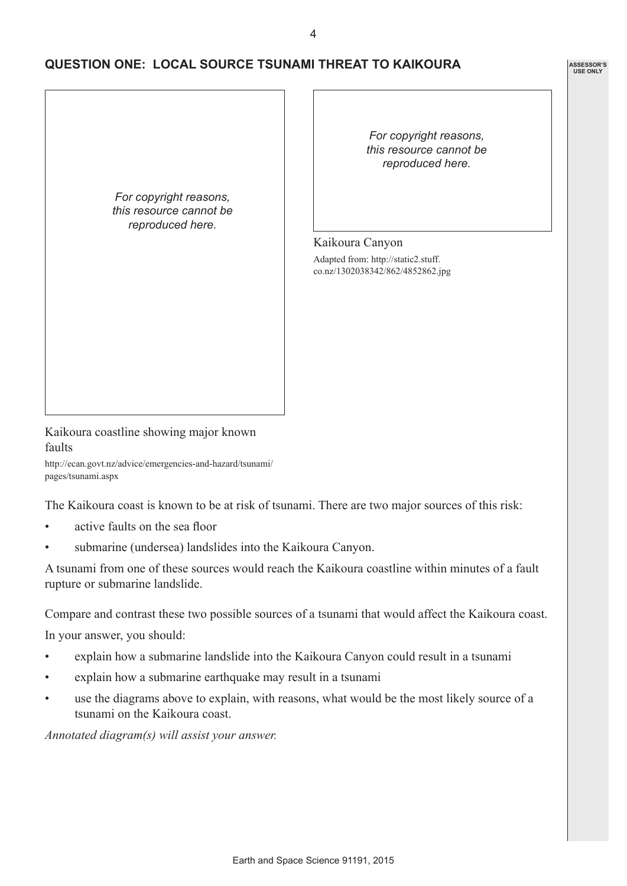## QUESTION ONE: LOCAL SOURCE TSUNAMI THREAT TO KAIKOURA

*For copyright reasons, this resource cannot be reproduced here.*

Kaikoura coastline showing major known faults

http://ecan.govt.nz/advice/emergencies-and-hazard/tsunami/pages/tsunami.aspx

*For copyright reasons, this resource cannot be reproduced here.*

Kaikoura Canyon

Adapted from: http://static2.stuff.co.nz/1302038342/862/4852862.jpg

The Kaikoura coast is known to be at risk of tsunami. There are two major sources of this risk:

- active faults on the sea floor
- submarine (undersea) landslides into the Kaikoura Canyon.

A tsunami from one of these sources would reach the Kaikoura coastline within minutes of a fault rupture or submarine landslide.

Compare and contrast these two possible sources of a tsunami that would affect the Kaikoura coast.

In your answer, you should:

- explain how a submarine landslide into the Kaikoura Canyon could result in a tsunami
- explain how a submarine earthquake may result in a tsunami
- use the diagrams above to explain, with reasons, what would be the most likely source of a tsunami on the Kaikoura coast.

*Annotated diagram(s) will assist your answer.*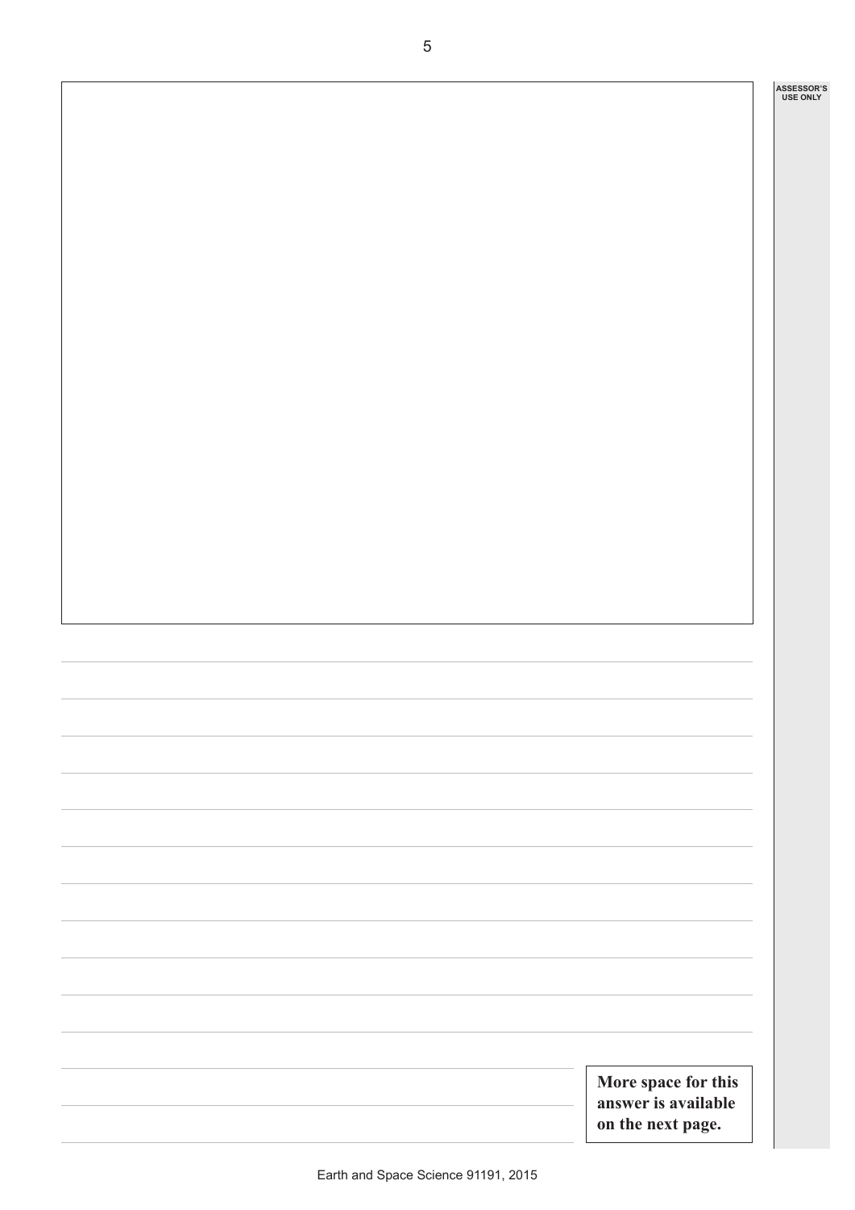More space for this answer is available on the next page.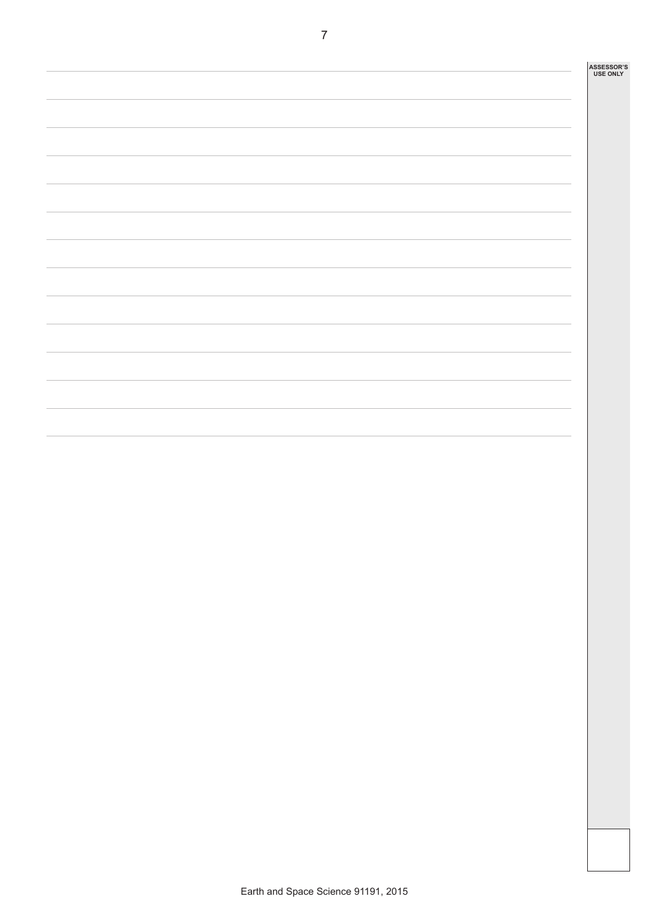ASSESSOR'S USE ONLY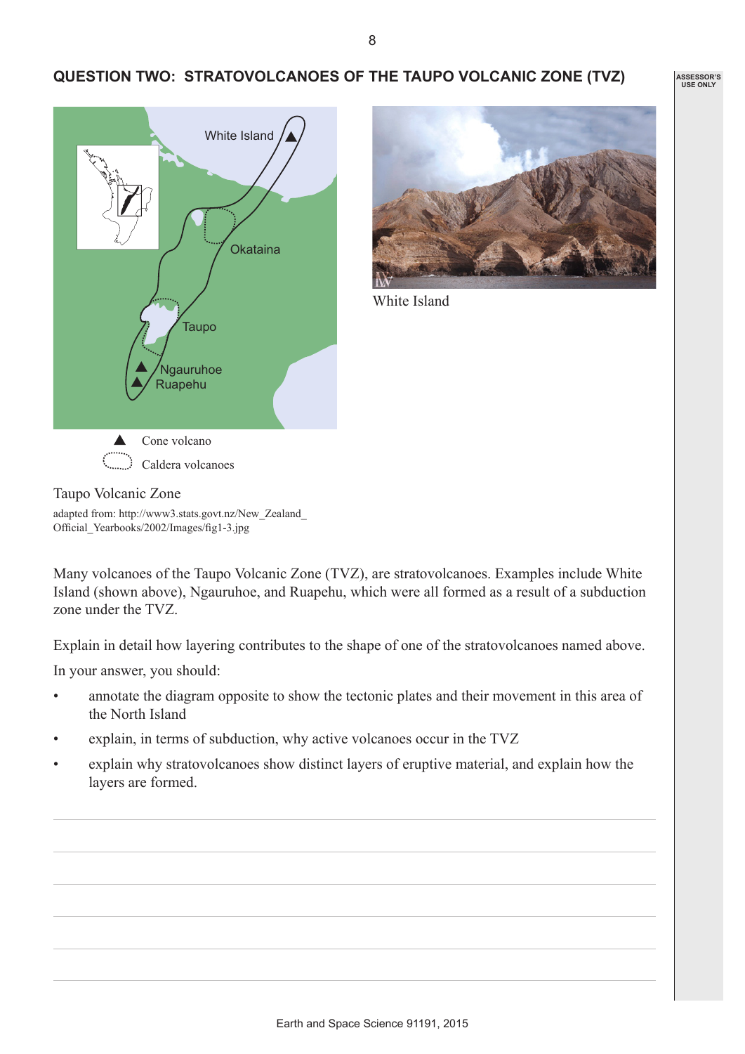## QUESTION TWO: STRATOVOLCANOES OF THE TAUPO VOLCANIC ZONE (TVZ)

White Island

Okataina

Taupo

Ngauruhoe

Ruapehu

▲ Cone volcano

Caldera volcanoes

Taupo Volcanic Zone

adapted from: http://www3.stats.govt.nz/New_Zealand_Official_Yearbooks/2002/Images/fig1-3.jpg

White Island

Many volcanoes of the Taupo Volcanic Zone (TVZ), are stratovolcanoes. Examples include White Island (shown above), Ngauruhoe, and Ruapehu, which were all formed as a result of a subduction zone under the TVZ.

Explain in detail how layering contributes to the shape of one of the stratovolcanoes named above.

In your answer, you should:

- annotate the diagram opposite to show the tectonic plates and their movement in this area of the North Island
- explain, in terms of subduction, why active volcanoes occur in the TVZ
- explain why stratovolcanoes show distinct layers of eruptive material, and explain how the layers are formed.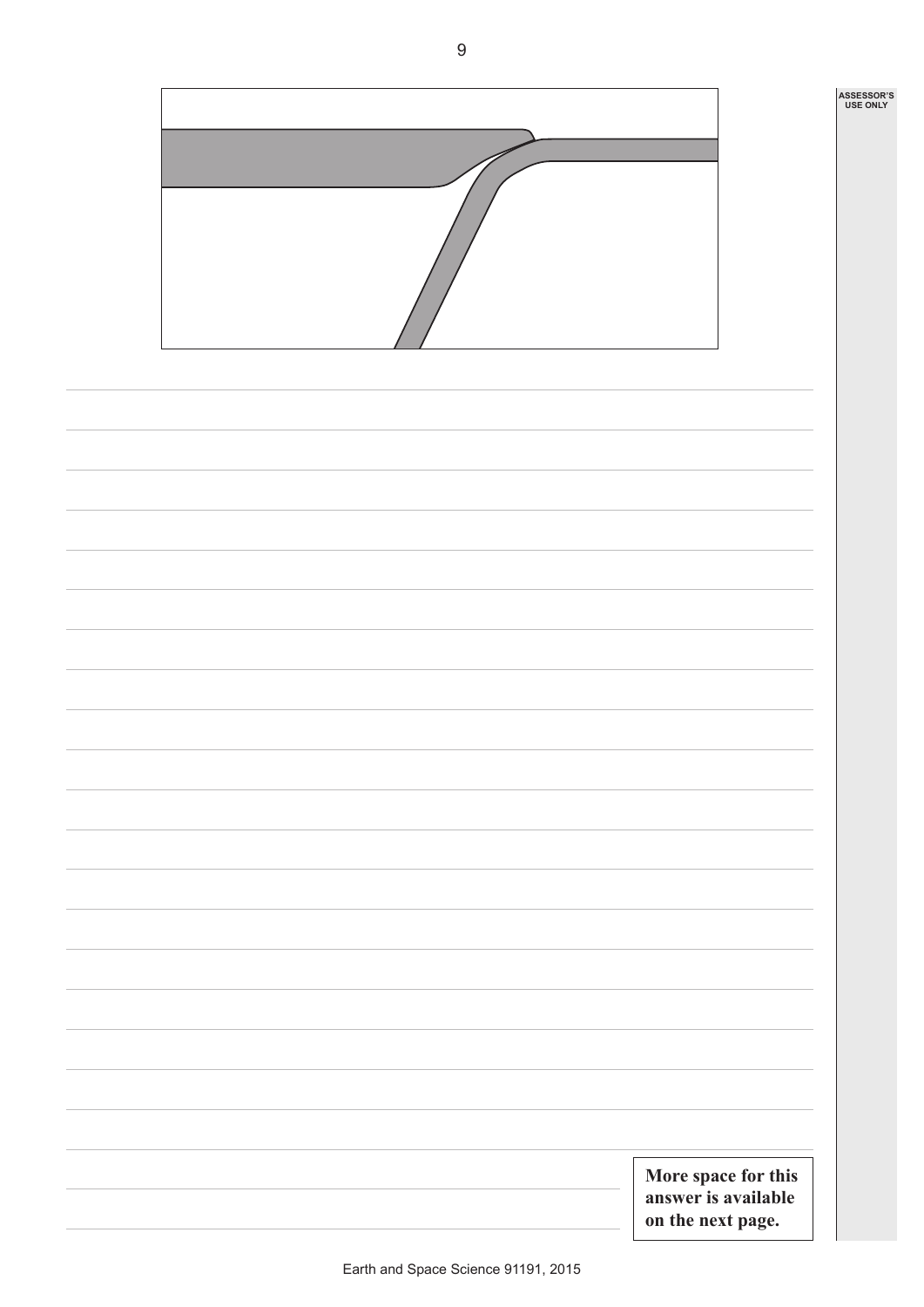More space for this answer is available on the next page.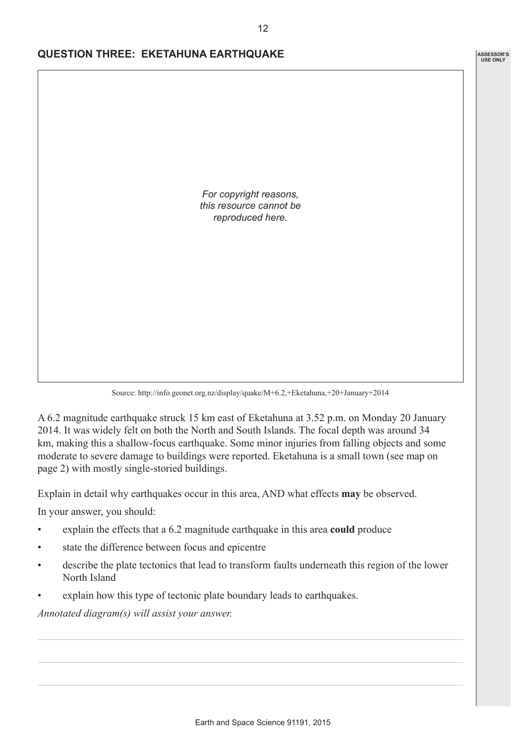## QUESTION THREE: EKETAHUNA EARTHQUAKE

*For copyright reasons, this resource cannot be reproduced here.*

Source: http://info.geonet.org.nz/display/quake/M+6.2,+Eketahuna,+20+January+2014

A 6.2 magnitude earthquake struck 15 km east of Eketahuna at 3.52 p.m. on Monday 20 January 2014. It was widely felt on both the North and South Islands. The focal depth was around 34 km, making this a shallow-focus earthquake. Some minor injuries from falling objects and some moderate to severe damage to buildings were reported. Eketahuna is a small town (see map on page 2) with mostly single-storied buildings.

Explain in detail why earthquakes occur in this area, AND what effects **may** be observed.

In your answer, you should:

- explain the effects that a 6.2 magnitude earthquake in this area **could** produce
- state the difference between focus and epicentre
- describe the plate tectonics that lead to transform faults underneath this region of the lower North Island
- explain how this type of tectonic plate boundary leads to earthquakes.

*Annotated diagram(s) will assist your answer.*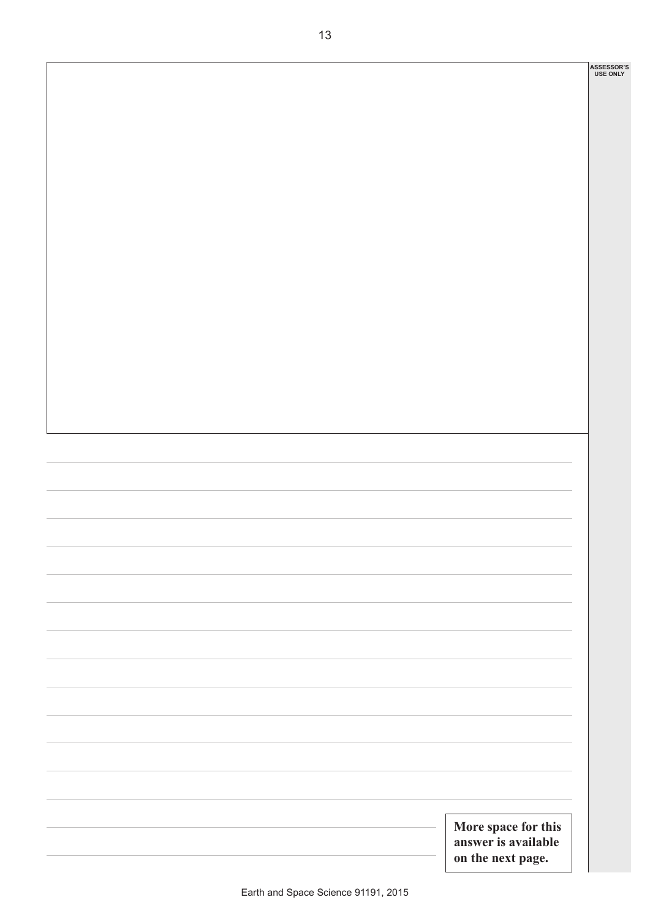More space for this answer is available on the next page.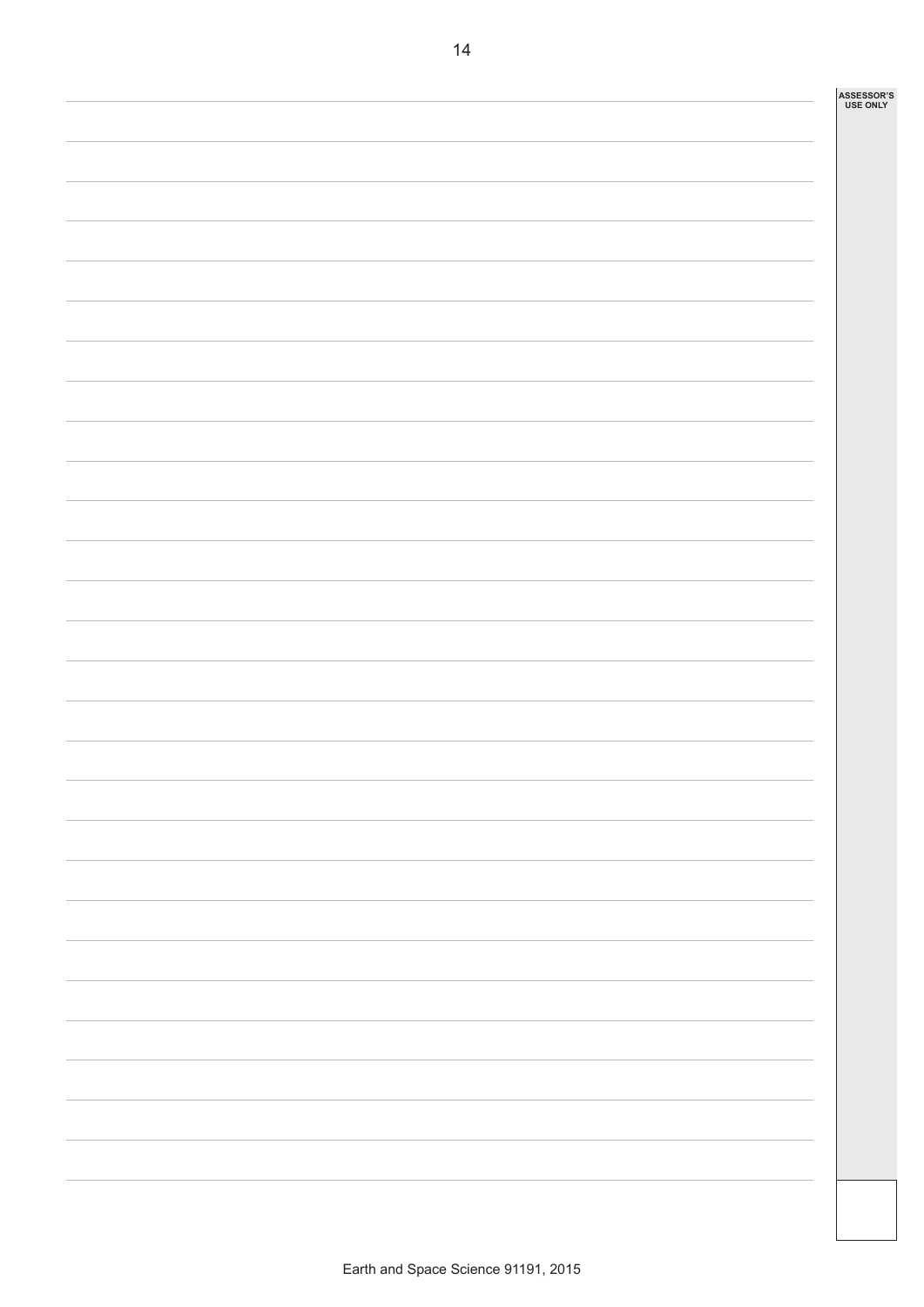ASSESSOR'S USE ONLY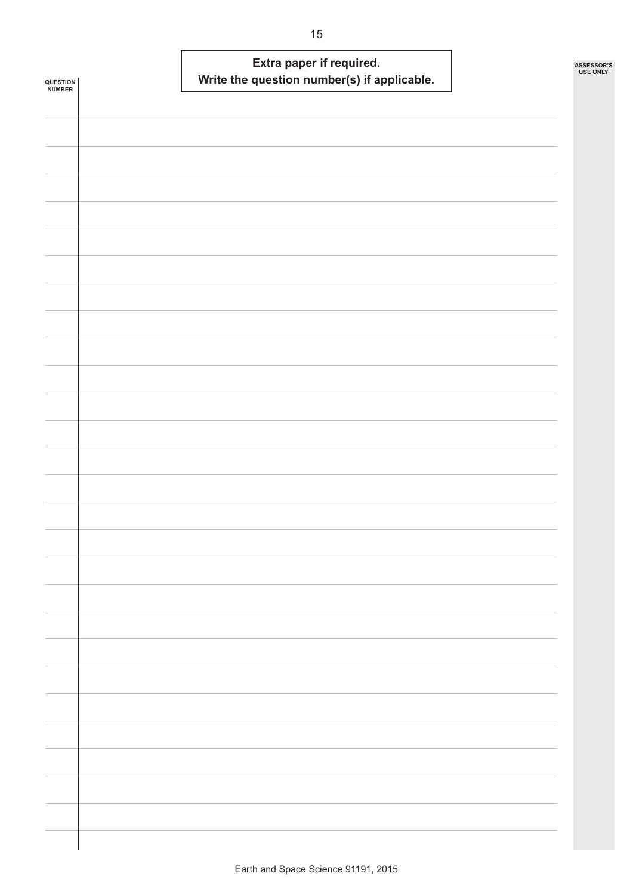**Extra paper if required.**
**Write the question number(s) if applicable.**

QUESTION NUMBER

ASSESSOR'S USE ONLY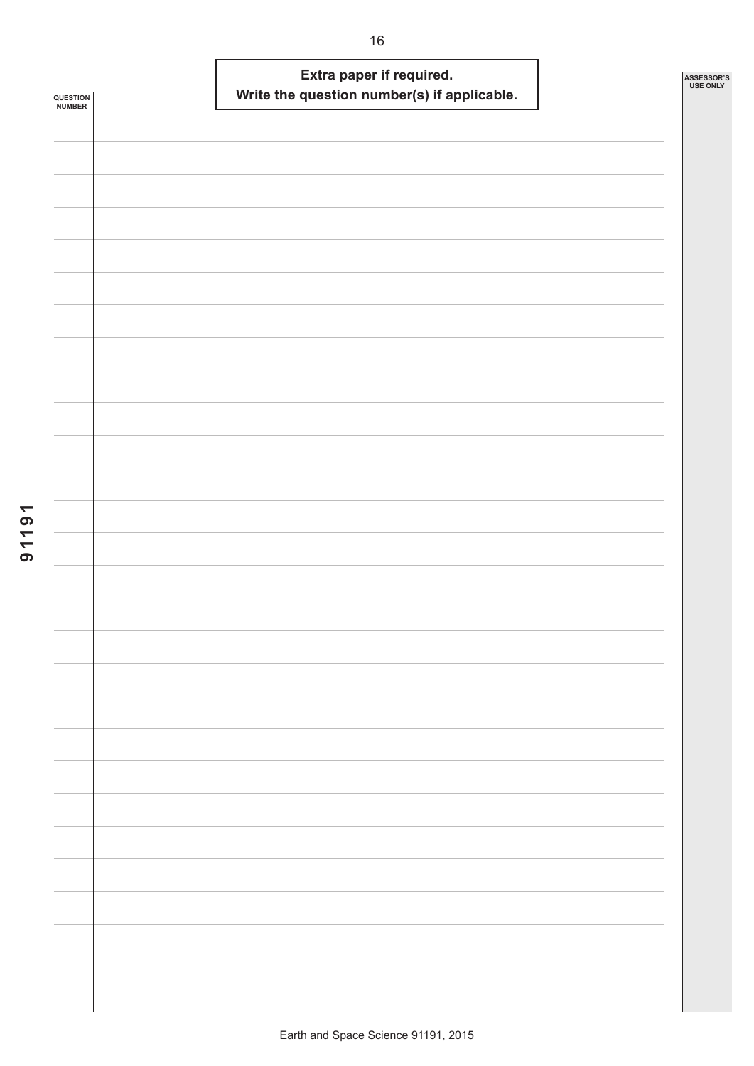**Extra paper if required.**
**Write the question number(s) if applicable.**

QUESTION NUMBER

ASSESSOR'S USE ONLY

91191